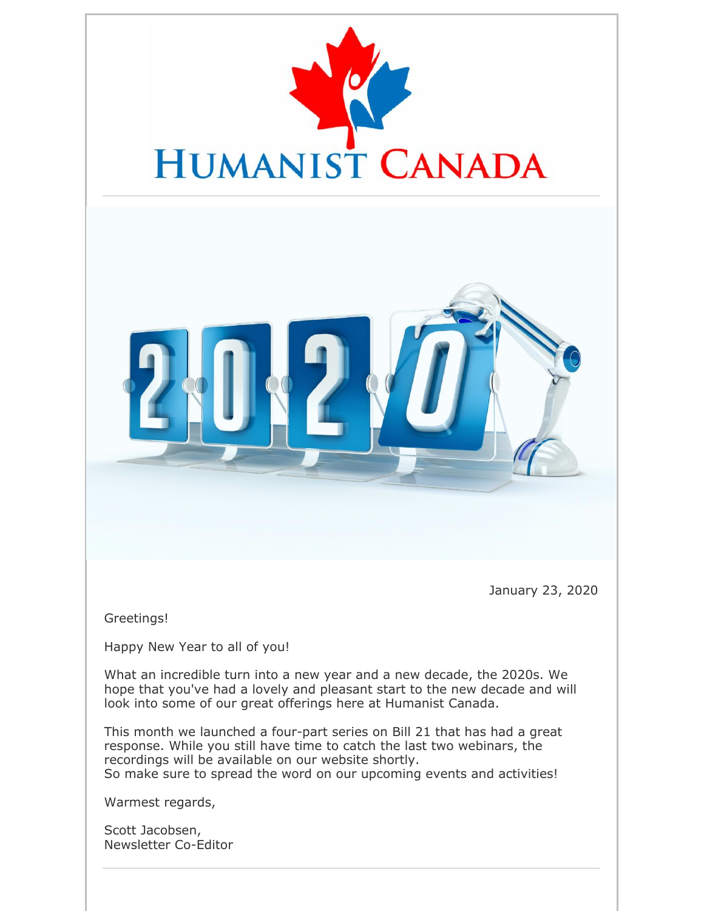# HUMANIST CANADA

January 23, 2020

Greetings!

Happy New Year to all of you!

What an incredible turn into a new year and a new decade, the 2020s. We hope that you've had a lovely and pleasant start to the new decade and will look into some of our great offerings here at Humanist Canada.

This month we launched a four-part series on Bill 21 that has had a great response. While you still have time to catch the last two webinars, the recordings will be available on our website shortly.
So make sure to spread the word on our upcoming events and activities!

Warmest regards,

Scott Jacobsen,
Newsletter Co-Editor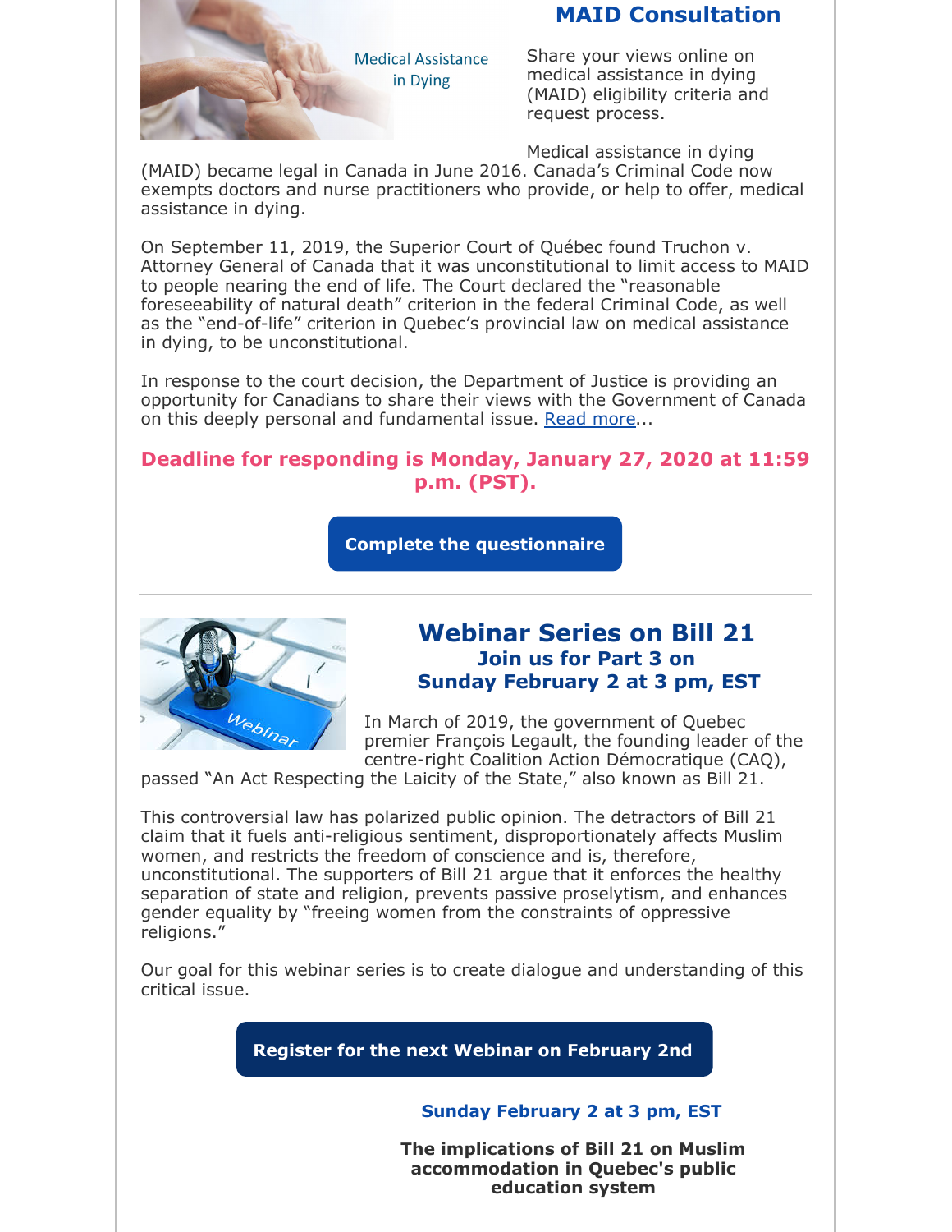## MAID Consultation

Share your views online on medical assistance in dying (MAID) eligibility criteria and request process.

Medical assistance in dying (MAID) became legal in Canada in June 2016. Canada's Criminal Code now exempts doctors and nurse practitioners who provide, or help to offer, medical assistance in dying.

On September 11, 2019, the Superior Court of Québec found Truchon v. Attorney General of Canada that it was unconstitutional to limit access to MAID to people nearing the end of life. The Court declared the "reasonable foreseeability of natural death" criterion in the federal Criminal Code, as well as the "end-of-life" criterion in Quebec's provincial law on medical assistance in dying, to be unconstitutional.

In response to the court decision, the Department of Justice is providing an opportunity for Canadians to share their views with the Government of Canada on this deeply personal and fundamental issue. Read more...

**Deadline for responding is Monday, January 27, 2020 at 11:59 p.m. (PST).**

**Complete the questionnaire**

---

## Webinar Series on Bill 21

### Join us for Part 3 on Sunday February 2 at 3 pm, EST

In March of 2019, the government of Quebec premier François Legault, the founding leader of the centre-right Coalition Action Démocratique (CAQ), passed "An Act Respecting the Laicity of the State," also known as Bill 21.

This controversial law has polarized public opinion. The detractors of Bill 21 claim that it fuels anti-religious sentiment, disproportionately affects Muslim women, and restricts the freedom of conscience and is, therefore, unconstitutional. The supporters of Bill 21 argue that it enforces the healthy separation of state and religion, prevents passive proselytism, and enhances gender equality by "freeing women from the constraints of oppressive religions."

Our goal for this webinar series is to create dialogue and understanding of this critical issue.

**Register for the next Webinar on February 2nd**

**Sunday February 2 at 3 pm, EST**

**The implications of Bill 21 on Muslim accommodation in Quebec's public education system**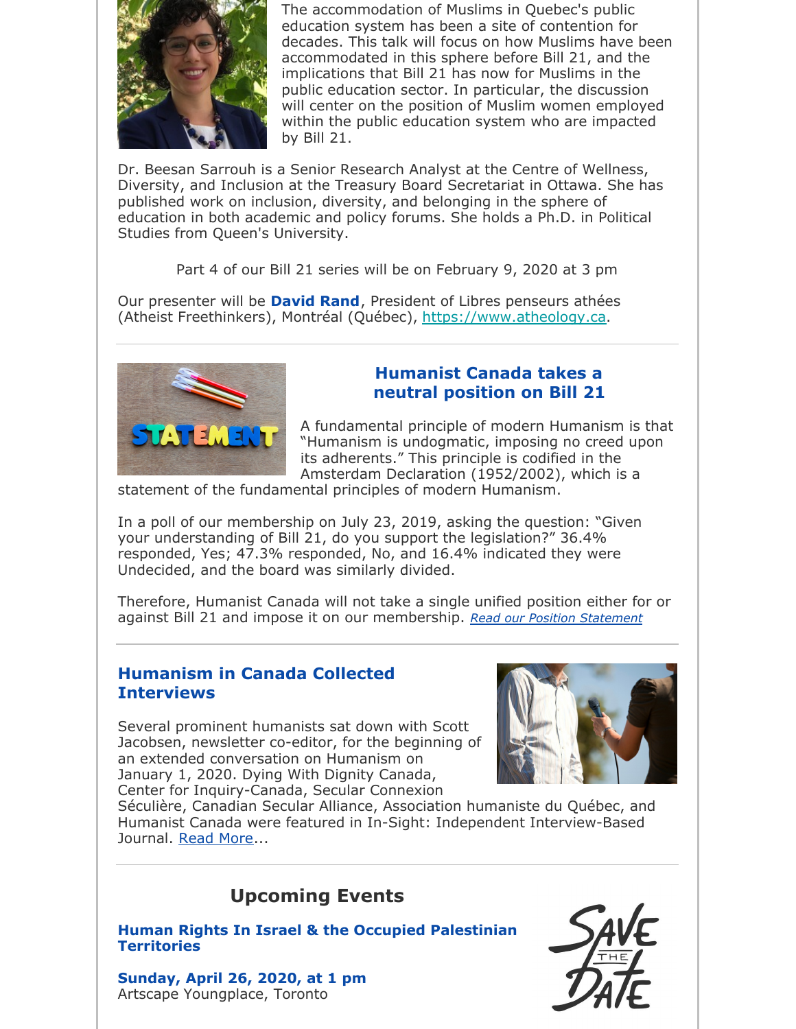The accommodation of Muslims in Quebec's public education system has been a site of contention for decades. This talk will focus on how Muslims have been accommodated in this sphere before Bill 21, and the implications that Bill 21 has now for Muslims in the public education sector. In particular, the discussion will center on the position of Muslim women employed within the public education system who are impacted by Bill 21.

Dr. Beesan Sarrouh is a Senior Research Analyst at the Centre of Wellness, Diversity, and Inclusion at the Treasury Board Secretariat in Ottawa. She has published work on inclusion, diversity, and belonging in the sphere of education in both academic and policy forums. She holds a Ph.D. in Political Studies from Queen's University.

Part 4 of our Bill 21 series will be on February 9, 2020 at 3 pm

Our presenter will be **David Rand**, President of Libres penseurs athées (Atheist Freethinkers), Montréal (Québec), https://www.atheology.ca.

---

## Humanist Canada takes a neutral position on Bill 21

A fundamental principle of modern Humanism is that "Humanism is undogmatic, imposing no creed upon its adherents." This principle is codified in the Amsterdam Declaration (1952/2002), which is a statement of the fundamental principles of modern Humanism.

In a poll of our membership on July 23, 2019, asking the question: "Given your understanding of Bill 21, do you support the legislation?" 36.4% responded, Yes; 47.3% responded, No, and 16.4% indicated they were Undecided, and the board was similarly divided.

Therefore, Humanist Canada will not take a single unified position either for or against Bill 21 and impose it on our membership. *Read our Position Statement*

---

## Humanism in Canada Collected Interviews

Several prominent humanists sat down with Scott Jacobsen, newsletter co-editor, for the beginning of an extended conversation on Humanism on January 1, 2020. Dying With Dignity Canada, Center for Inquiry-Canada, Secular Connexion Séculière, Canadian Secular Alliance, Association humaniste du Québec, and Humanist Canada were featured in In-Sight: Independent Interview-Based Journal. Read More...

---

## Upcoming Events

### Human Rights In Israel & the Occupied Palestinian Territories

**Sunday, April 26, 2020, at 1 pm**
Artscape Youngplace, Toronto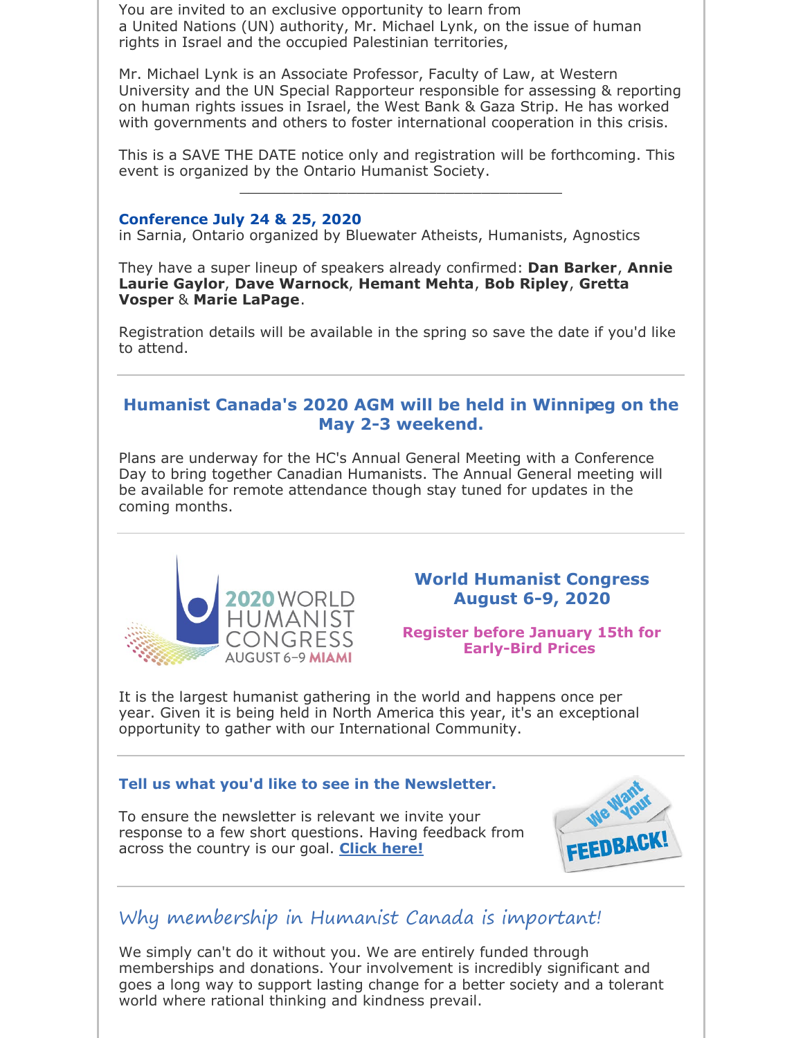You are invited to an exclusive opportunity to learn from a United Nations (UN) authority, Mr. Michael Lynk, on the issue of human rights in Israel and the occupied Palestinian territories,

Mr. Michael Lynk is an Associate Professor, Faculty of Law, at Western University and the UN Special Rapporteur responsible for assessing & reporting on human rights issues in Israel, the West Bank & Gaza Strip. He has worked with governments and others to foster international cooperation in this crisis.

This is a SAVE THE DATE notice only and registration will be forthcoming. This event is organized by the Ontario Humanist Society.

---

**Conference July 24 & 25, 2020**
in Sarnia, Ontario organized by Bluewater Atheists, Humanists, Agnostics

They have a super lineup of speakers already confirmed: **Dan Barker**, **Annie Laurie Gaylor**, **Dave Warnock**, **Hemant Mehta**, **Bob Ripley**, **Gretta Vosper** & **Marie LaPage**.

Registration details will be available in the spring so save the date if you'd like to attend.

---

## Humanist Canada's 2020 AGM will be held in Winnipeg on the May 2-3 weekend.

Plans are underway for the HC's Annual General Meeting with a Conference Day to bring together Canadian Humanists. The Annual General meeting will be available for remote attendance though stay tuned for updates in the coming months.

---

2020 WORLD HUMANIST CONGRESS AUGUST 6–9 MIAMI

## World Humanist Congress August 6-9, 2020

**Register before January 15th for Early-Bird Prices**

It is the largest humanist gathering in the world and happens once per year. Given it is being held in North America this year, it's an exceptional opportunity to gather with our International Community.

---

### Tell us what you'd like to see in the Newsletter.

To ensure the newsletter is relevant we invite your response to a few short questions. Having feedback from across the country is our goal. **Click here!**

We Want Your FEEDBACK!

---

## *Why membership in Humanist Canada is important!*

We simply can't do it without you. We are entirely funded through memberships and donations. Your involvement is incredibly significant and goes a long way to support lasting change for a better society and a tolerant world where rational thinking and kindness prevail.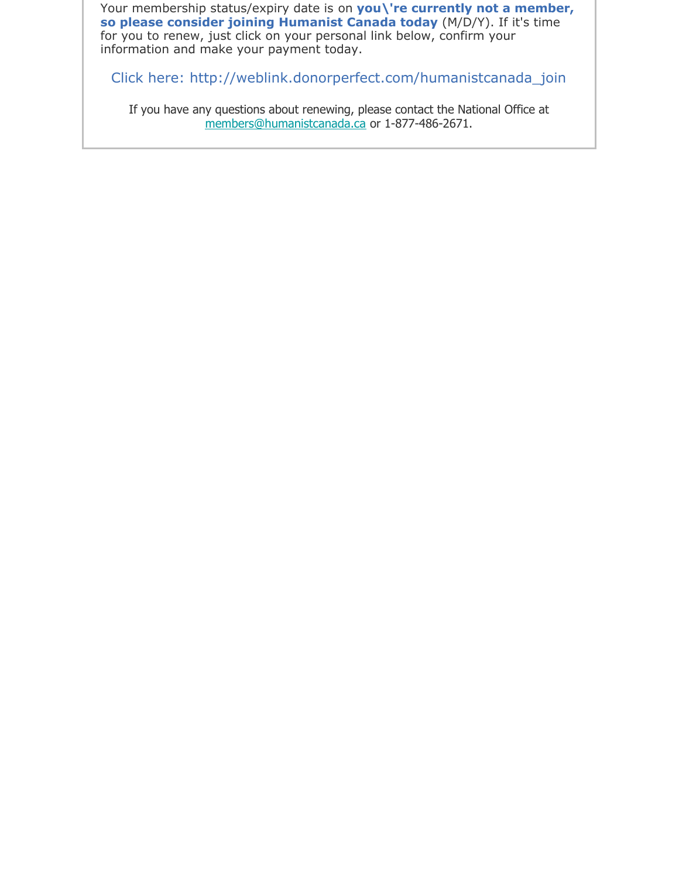Your membership status/expiry date is on **you\'re currently not a member, so please consider joining Humanist Canada today** (M/D/Y). If it's time for you to renew, just click on your personal link below, confirm your information and make your payment today.

Click here: http://weblink.donorperfect.com/humanistcanada_join

If you have any questions about renewing, please contact the National Office at members@humanistcanada.ca or 1-877-486-2671.